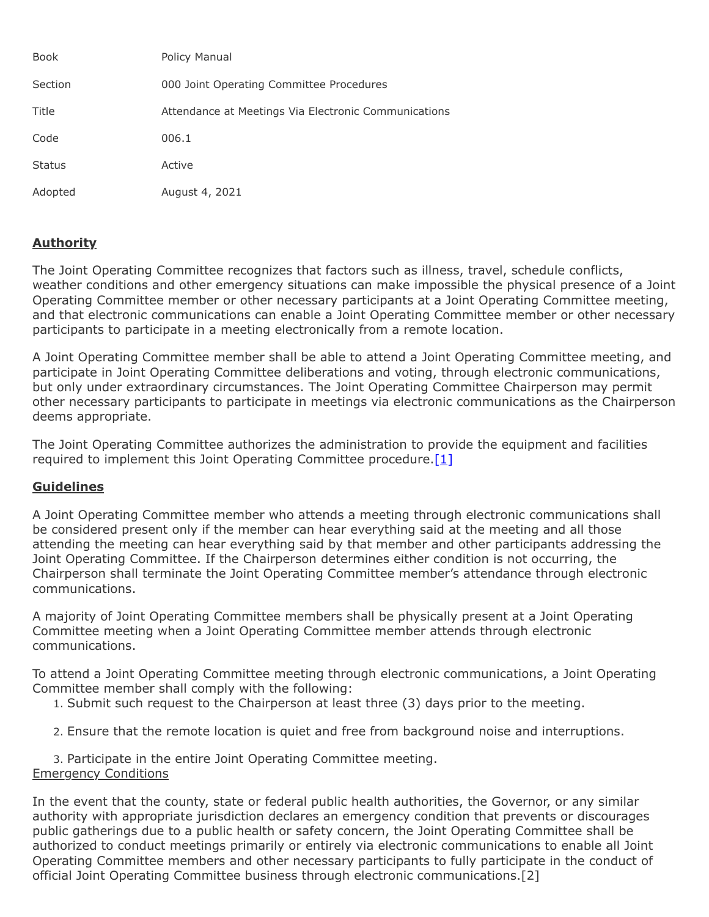| Book | Policy Manual |
| --- | --- |
| Section | 000 Joint Operating Committee Procedures |
| Title | Attendance at Meetings Via Electronic Communications |
| Code | 006.1 |
| Status | Active |
| Adopted | August 4, 2021 |

## **Authority**

The Joint Operating Committee recognizes that factors such as illness, travel, schedule conflicts, weather conditions and other emergency situations can make impossible the physical presence of a Joint Operating Committee member or other necessary participants at a Joint Operating Committee meeting, and that electronic communications can enable a Joint Operating Committee member or other necessary participants to participate in a meeting electronically from a remote location.

A Joint Operating Committee member shall be able to attend a Joint Operating Committee meeting, and participate in Joint Operating Committee deliberations and voting, through electronic communications, but only under extraordinary circumstances. The Joint Operating Committee Chairperson may permit other necessary participants to participate in meetings via electronic communications as the Chairperson deems appropriate.

The Joint Operating Committee authorizes the administration to provide the equipment and facilities required to implement this Joint Operating Committee procedure.[1]

## **Guidelines**

A Joint Operating Committee member who attends a meeting through electronic communications shall be considered present only if the member can hear everything said at the meeting and all those attending the meeting can hear everything said by that member and other participants addressing the Joint Operating Committee. If the Chairperson determines either condition is not occurring, the Chairperson shall terminate the Joint Operating Committee member's attendance through electronic communications.

A majority of Joint Operating Committee members shall be physically present at a Joint Operating Committee meeting when a Joint Operating Committee member attends through electronic communications.

To attend a Joint Operating Committee meeting through electronic communications, a Joint Operating Committee member shall comply with the following:

1. Submit such request to the Chairperson at least three (3) days prior to the meeting.
2. Ensure that the remote location is quiet and free from background noise and interruptions.
3. Participate in the entire Joint Operating Committee meeting.

### Emergency Conditions

In the event that the county, state or federal public health authorities, the Governor, or any similar authority with appropriate jurisdiction declares an emergency condition that prevents or discourages public gatherings due to a public health or safety concern, the Joint Operating Committee shall be authorized to conduct meetings primarily or entirely via electronic communications to enable all Joint Operating Committee members and other necessary participants to fully participate in the conduct of official Joint Operating Committee business through electronic communications.[2]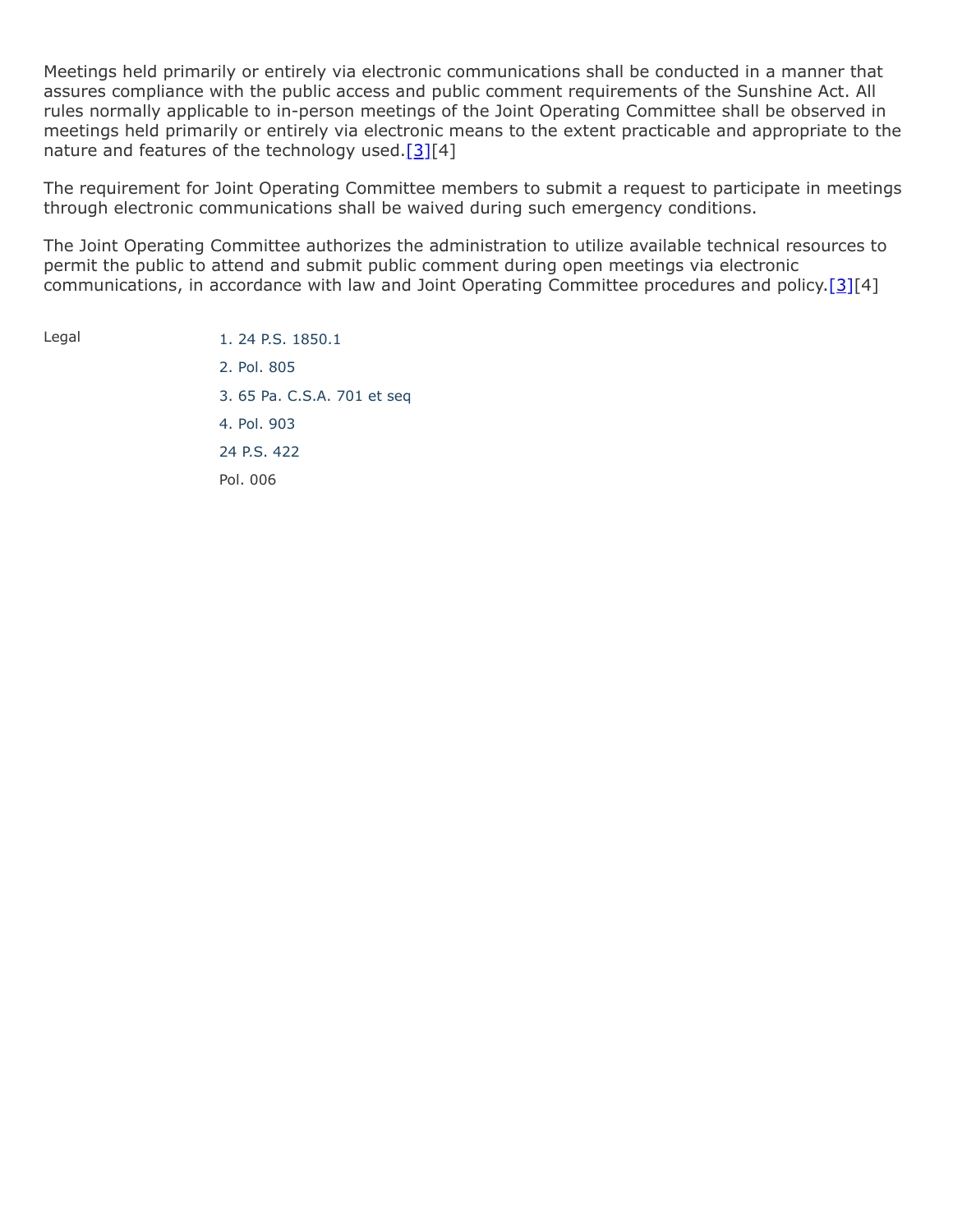Meetings held primarily or entirely via electronic communications shall be conducted in a manner that assures compliance with the public access and public comment requirements of the Sunshine Act. All rules normally applicable to in-person meetings of the Joint Operating Committee shall be observed in meetings held primarily or entirely via electronic means to the extent practicable and appropriate to the nature and features of the technology used.[3][4]

The requirement for Joint Operating Committee members to submit a request to participate in meetings through electronic communications shall be waived during such emergency conditions.

The Joint Operating Committee authorizes the administration to utilize available technical resources to permit the public to attend and submit public comment during open meetings via electronic communications, in accordance with law and Joint Operating Committee procedures and policy.[3][4]

Legal

1. 24 P.S. 1850.1

2. Pol. 805

3. 65 Pa. C.S.A. 701 et seq

4. Pol. 903

24 P.S. 422

Pol. 006